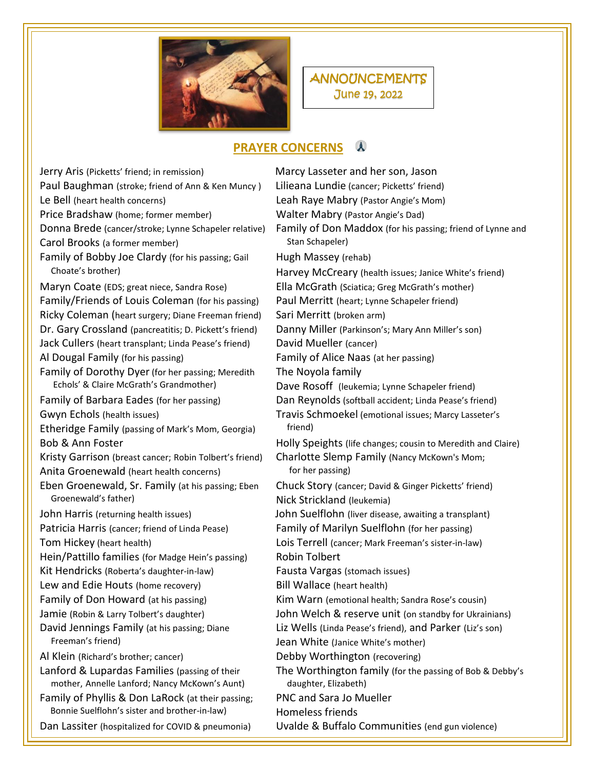# ANNOUNCEMENTS

June 19, 2022

## PRAYER CONCERNS

- Jerry Aris (Picketts' friend; in remission)
- Paul Baughman (stroke; friend of Ann & Ken Muncy )
- Le Bell (heart health concerns)
- Price Bradshaw (home; former member)
- Donna Brede (cancer/stroke; Lynne Schapeler relative)
- Carol Brooks (a former member)
- Family of Bobby Joe Clardy (for his passing; Gail Choate's brother)
- Maryn Coate (EDS; great niece, Sandra Rose)
- Family/Friends of Louis Coleman (for his passing)
- Ricky Coleman (heart surgery; Diane Freeman friend)
- Dr. Gary Crossland (pancreatitis; D. Pickett's friend)
- Jack Cullers (heart transplant; Linda Pease's friend)
- Al Dougal Family (for his passing)
- Family of Dorothy Dyer (for her passing; Meredith Echols' & Claire McGrath's Grandmother)
- Family of Barbara Eades (for her passing)
- Gwyn Echols (health issues)
- Etheridge Family (passing of Mark's Mom, Georgia)
- Bob & Ann Foster
- Kristy Garrison (breast cancer; Robin Tolbert's friend)
- Anita Groenewald (heart health concerns)
- Eben Groenewald, Sr. Family (at his passing; Eben Groenewald's father)
- John Harris (returning health issues)
- Patricia Harris (cancer; friend of Linda Pease)
- Tom Hickey (heart health)
- Hein/Pattillo families (for Madge Hein's passing)
- Kit Hendricks (Roberta's daughter-in-law)
- Lew and Edie Houts (home recovery)
- Family of Don Howard (at his passing)
- Jamie (Robin & Larry Tolbert's daughter)
- David Jennings Family (at his passing; Diane Freeman's friend)
- Al Klein (Richard's brother; cancer)
- Lanford & Lupardas Families (passing of their mother, Annelle Lanford; Nancy McKown's Aunt)
- Family of Phyllis & Don LaRock (at their passing; Bonnie Suelflohn's sister and brother-in-law)
- Dan Lassiter (hospitalized for COVID & pneumonia)
- Marcy Lasseter and her son, Jason
- Lilieana Lundie (cancer; Picketts' friend)
- Leah Raye Mabry (Pastor Angie's Mom)
- Walter Mabry (Pastor Angie's Dad)
- Family of Don Maddox (for his passing; friend of Lynne and Stan Schapeler)
- Hugh Massey (rehab)
- Harvey McCreary (health issues; Janice White's friend)
- Ella McGrath (Sciatica; Greg McGrath's mother)
- Paul Merritt (heart; Lynne Schapeler friend)
- Sari Merritt (broken arm)
- Danny Miller (Parkinson's; Mary Ann Miller's son)
- David Mueller (cancer)
- Family of Alice Naas (at her passing)
- The Noyola family
- Dave Rosoff (leukemia; Lynne Schapeler friend)
- Dan Reynolds (softball accident; Linda Pease's friend)
- Travis Schmoekel (emotional issues; Marcy Lasseter's friend)
- Holly Speights (life changes; cousin to Meredith and Claire)
- Charlotte Slemp Family (Nancy McKown's Mom; for her passing)
- Chuck Story (cancer; David & Ginger Picketts' friend)
- Nick Strickland (leukemia)
- John Suelflohn (liver disease, awaiting a transplant)
- Family of Marilyn Suelflohn (for her passing)
- Lois Terrell (cancer; Mark Freeman's sister-in-law)
- Robin Tolbert
- Fausta Vargas (stomach issues)
- Bill Wallace (heart health)
- Kim Warn (emotional health; Sandra Rose's cousin)
- John Welch & reserve unit (on standby for Ukrainians)
- Liz Wells (Linda Pease's friend), and Parker (Liz's son)
- Jean White (Janice White's mother)
- Debby Worthington (recovering)
- The Worthington family (for the passing of Bob & Debby's daughter, Elizabeth)
- PNC and Sara Jo Mueller
- Homeless friends
- Uvalde & Buffalo Communities (end gun violence)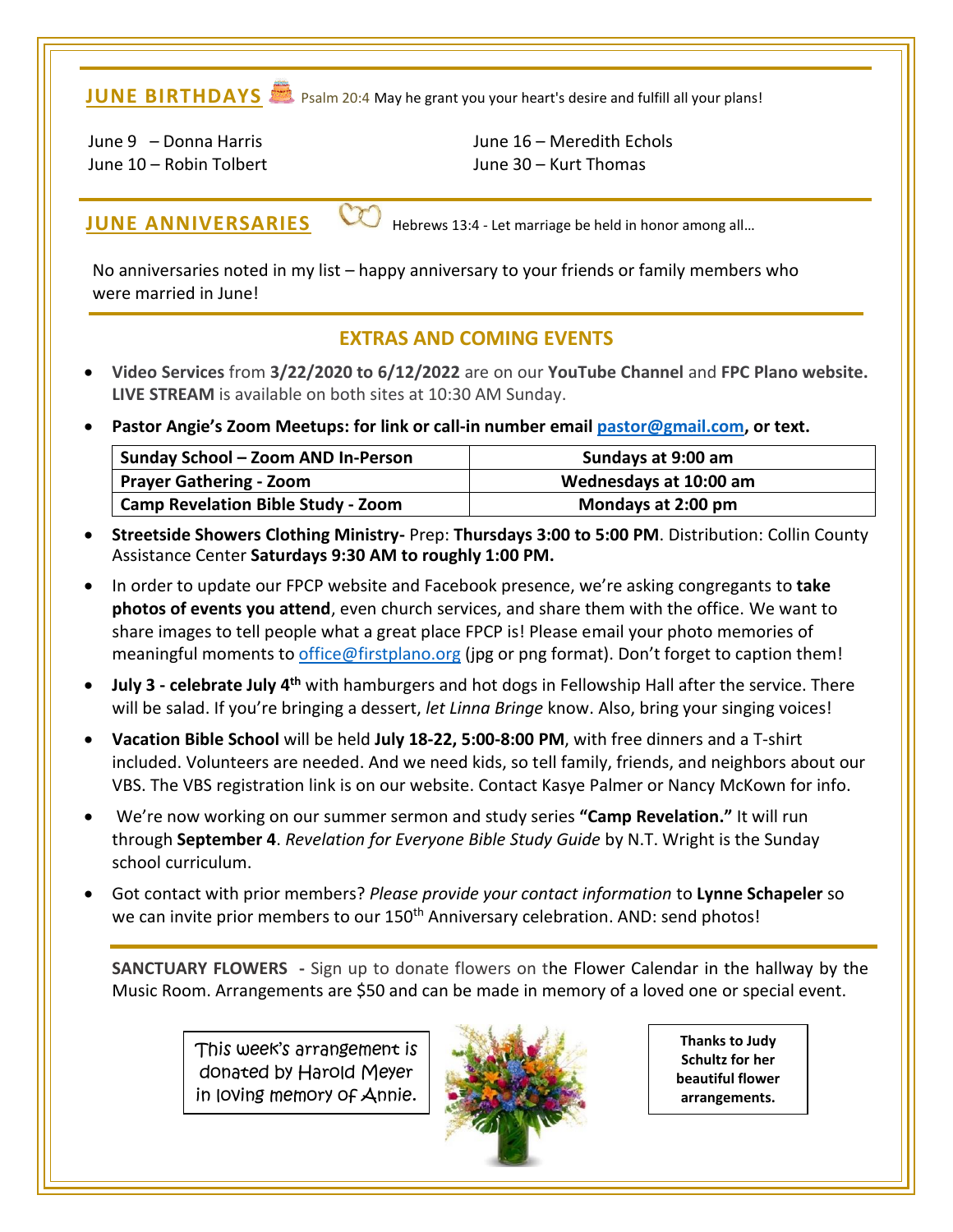## JUNE BIRTHDAYS

Psalm 20:4 May he grant you your heart's desire and fulfill all your plans!

June 9 – Donna Harris
June 10 – Robin Tolbert
June 16 – Meredith Echols
June 30 – Kurt Thomas

## JUNE ANNIVERSARIES

Hebrews 13:4 - Let marriage be held in honor among all…

No anniversaries noted in my list – happy anniversary to your friends or family members who were married in June!

## EXTRAS AND COMING EVENTS

- **Video Services** from **3/22/2020 to 6/12/2022** are on our **YouTube Channel** and **FPC Plano website. LIVE STREAM** is available on both sites at 10:30 AM Sunday.
- **Pastor Angie's Zoom Meetups: for link or call-in number email pastor@gmail.com, or text.**

| | |
|---|---|
| **Sunday School – Zoom AND In-Person** | **Sundays at 9:00 am** |
| **Prayer Gathering - Zoom** | **Wednesdays at 10:00 am** |
| **Camp Revelation Bible Study - Zoom** | **Mondays at 2:00 pm** |

- **Streetside Showers Clothing Ministry-** Prep: **Thursdays 3:00 to 5:00 PM**. Distribution: Collin County Assistance Center **Saturdays 9:30 AM to roughly 1:00 PM.**
- In order to update our FPCP website and Facebook presence, we're asking congregants to **take photos of events you attend**, even church services, and share them with the office. We want to share images to tell people what a great place FPCP is! Please email your photo memories of meaningful moments to office@firstplano.org (jpg or png format). Don't forget to caption them!
- **July 3 - celebrate July 4th** with hamburgers and hot dogs in Fellowship Hall after the service. There will be salad. If you're bringing a dessert, *let Linna Bringe* know. Also, bring your singing voices!
- **Vacation Bible School** will be held **July 18-22, 5:00-8:00 PM**, with free dinners and a T-shirt included. Volunteers are needed. And we need kids, so tell family, friends, and neighbors about our VBS. The VBS registration link is on our website. Contact Kasye Palmer or Nancy McKown for info.
- We're now working on our summer sermon and study series **"Camp Revelation."** It will run through **September 4**. *Revelation for Everyone Bible Study Guide* by N.T. Wright is the Sunday school curriculum.
- Got contact with prior members? *Please provide your contact information* to **Lynne Schapeler** so we can invite prior members to our 150th Anniversary celebration. AND: send photos!

**SANCTUARY FLOWERS -** Sign up to donate flowers on the Flower Calendar in the hallway by the Music Room. Arrangements are $50 and can be made in memory of a loved one or special event.

This week's arrangement is donated by Harold Meyer in loving memory of Annie.

**Thanks to Judy Schultz for her beautiful flower arrangements.**